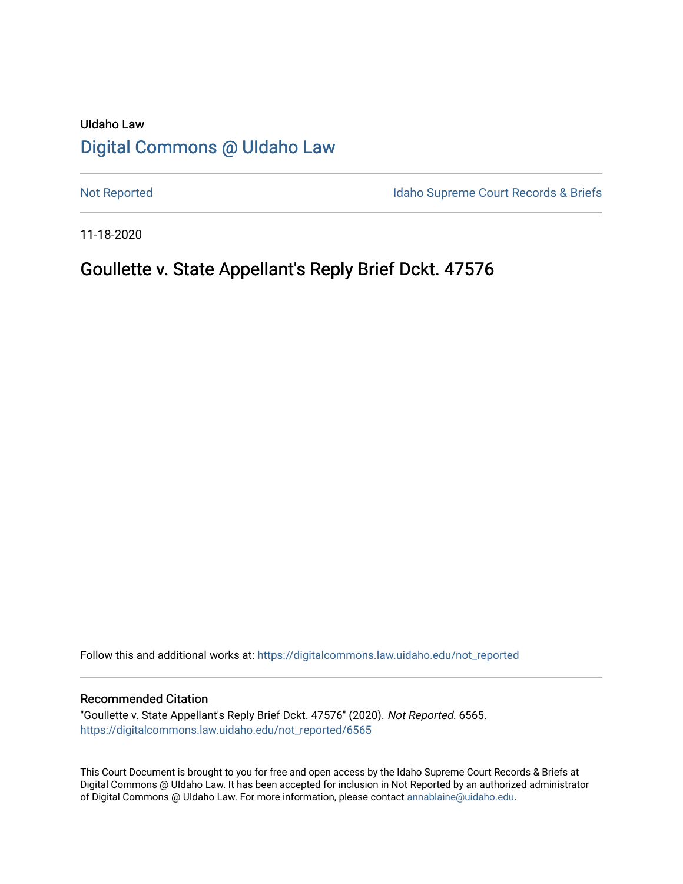UIdaho Law

# Digital Commons @ UIdaho Law

Not Reported | Idaho Supreme Court Records & Briefs

11-18-2020

## Goullette v. State Appellant's Reply Brief Dckt. 47576

Follow this and additional works at: https://digitalcommons.law.uidaho.edu/not_reported

### Recommended Citation

"Goullette v. State Appellant's Reply Brief Dckt. 47576" (2020). *Not Reported*. 6565.
https://digitalcommons.law.uidaho.edu/not_reported/6565

This Court Document is brought to you for free and open access by the Idaho Supreme Court Records & Briefs at Digital Commons @ UIdaho Law. It has been accepted for inclusion in Not Reported by an authorized administrator of Digital Commons @ UIdaho Law. For more information, please contact annablaine@uidaho.edu.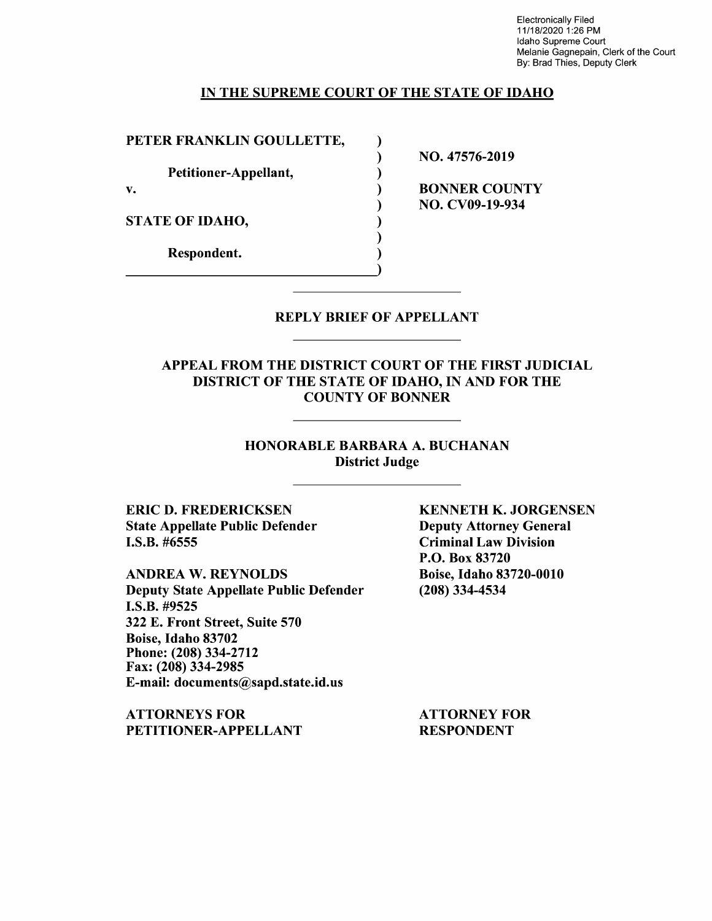Electronically Filed
11/18/2020 1:26 PM
Idaho Supreme Court
Melanie Gagnepain, Clerk of the Court
By: Brad Thies, Deputy Clerk

## IN THE SUPREME COURT OF THE STATE OF IDAHO

| | |
|---|---|
| **PETER FRANKLIN GOULLETTE,** | |
| | **NO. 47576-2019** |
| **Petitioner-Appellant,** | |
| **v.** | **BONNER COUNTY** |
| | **NO. CV09-19-934** |
| **STATE OF IDAHO,** | |
| **Respondent.** | |

## REPLY BRIEF OF APPELLANT

### APPEAL FROM THE DISTRICT COURT OF THE FIRST JUDICIAL DISTRICT OF THE STATE OF IDAHO, IN AND FOR THE COUNTY OF BONNER

**HONORABLE BARBARA A. BUCHANAN**
**District Judge**

**ERIC D. FREDERICKSEN**
**State Appellate Public Defender**
**I.S.B. #6555**

**ANDREA W. REYNOLDS**
**Deputy State Appellate Public Defender**
**I.S.B. #9525**
**322 E. Front Street, Suite 570**
**Boise, Idaho 83702**
**Phone: (208) 334-2712**
**Fax: (208) 334-2985**
**E-mail: documents@sapd.state.id.us**

**ATTORNEYS FOR PETITIONER-APPELLANT**

**KENNETH K. JORGENSEN**
**Deputy Attorney General**
**Criminal Law Division**
**P.O. Box 83720**
**Boise, Idaho 83720-0010**
**(208) 334-4534**

**ATTORNEY FOR RESPONDENT**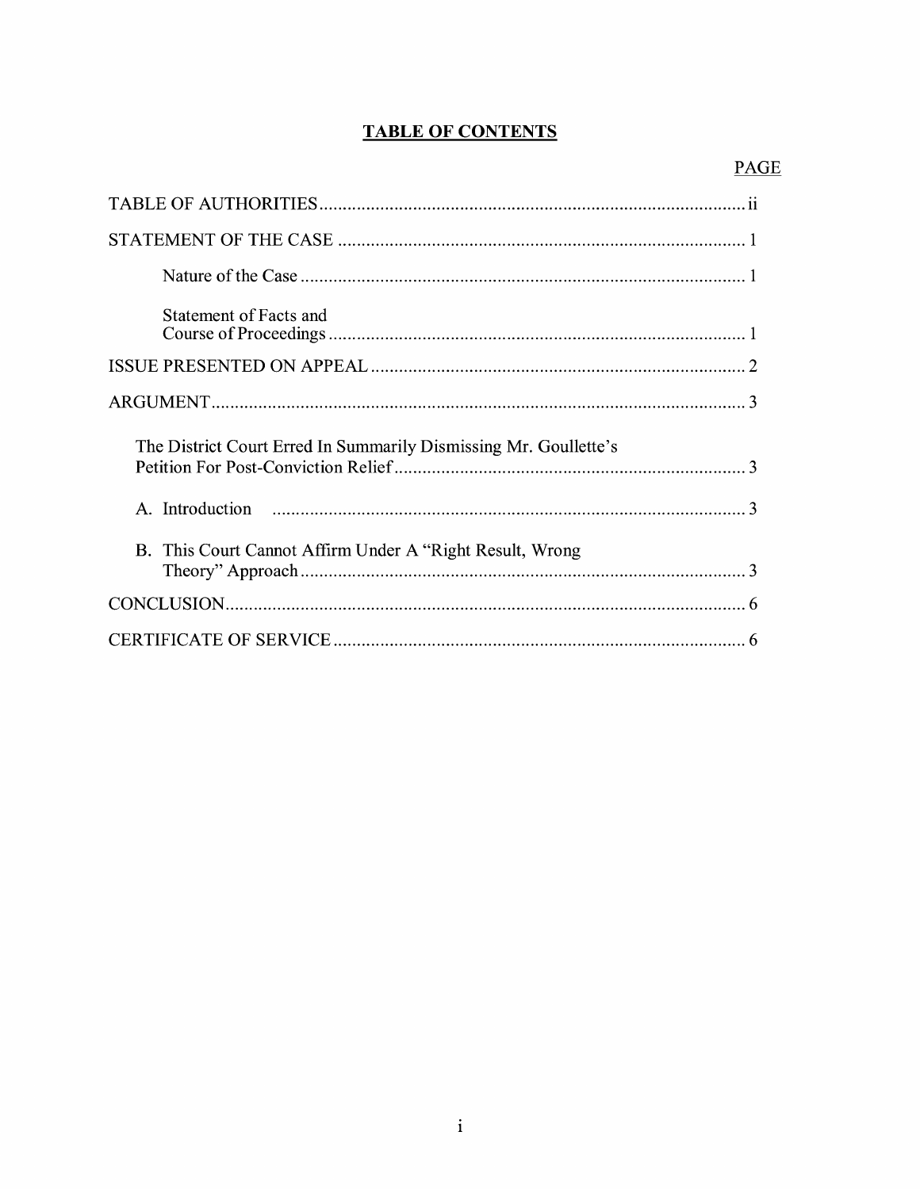**TABLE OF CONTENTS**

| | PAGE |
|---|---|
| TABLE OF AUTHORITIES | ii |
| STATEMENT OF THE CASE | 1 |
| Nature of the Case | 1 |
| Statement of Facts and Course of Proceedings | 1 |
| ISSUE PRESENTED ON APPEAL | 2 |
| ARGUMENT | 3 |
| The District Court Erred In Summarily Dismissing Mr. Goullette's Petition For Post-Conviction Relief | 3 |
| A. Introduction | 3 |
| B. This Court Cannot Affirm Under A "Right Result, Wrong Theory" Approach | 3 |
| CONCLUSION | 6 |
| CERTIFICATE OF SERVICE | 6 |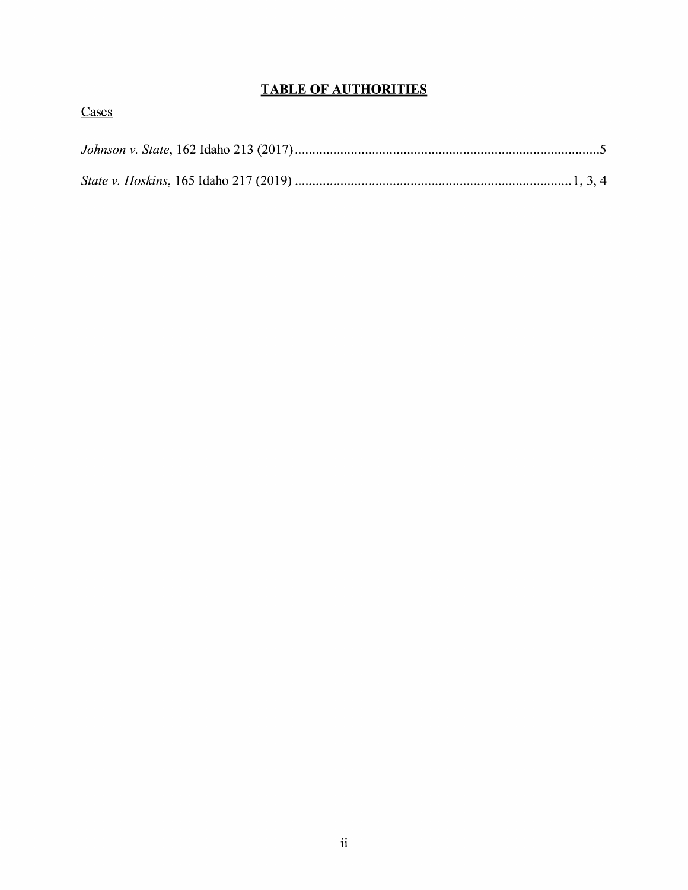## TABLE OF AUTHORITIES

Cases

*Johnson v. State*, 162 Idaho 213 (2017) ........................................................................................5

*State v. Hoskins*, 165 Idaho 217 (2019) ...............................................................................1, 3, 4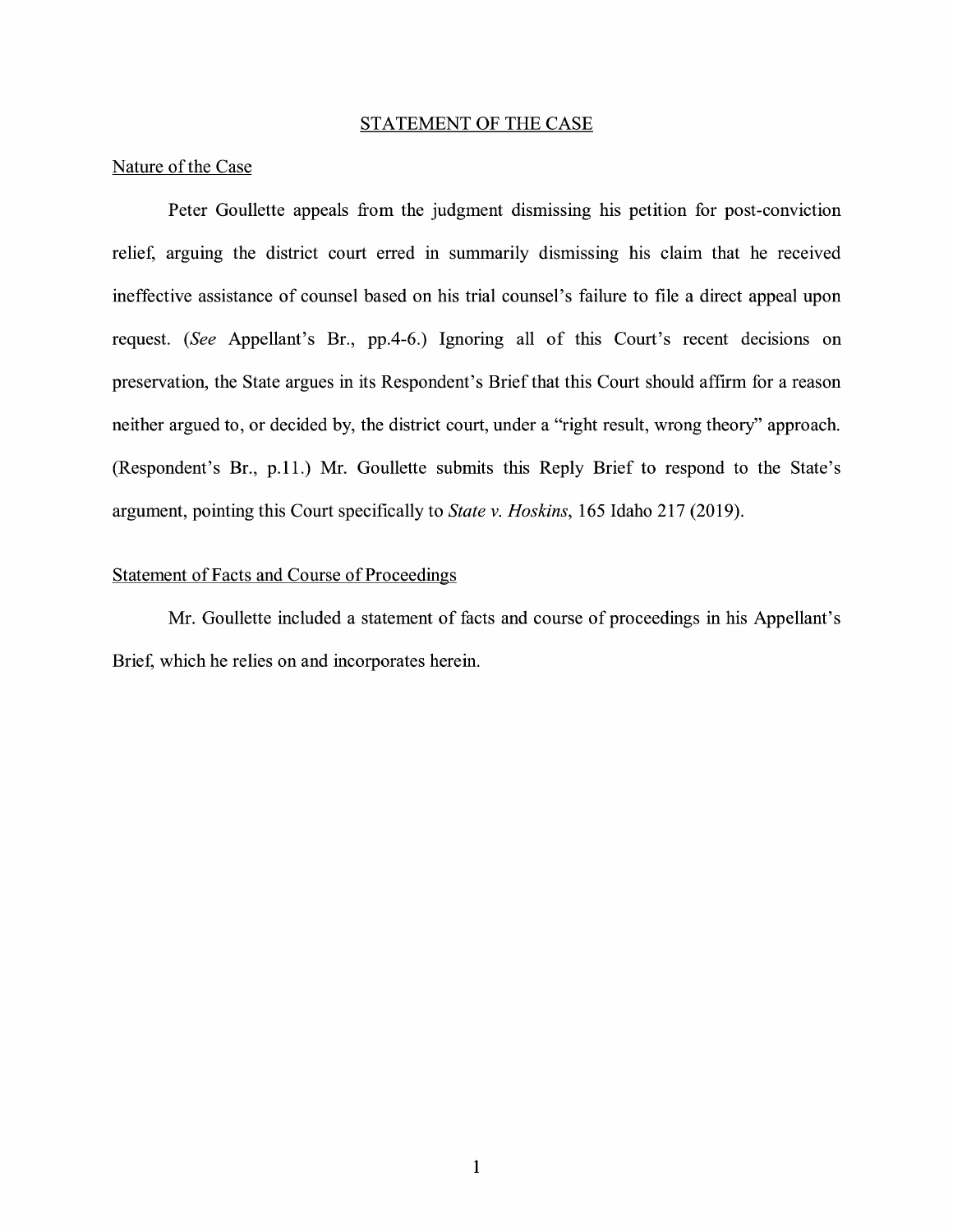## STATEMENT OF THE CASE

### Nature of the Case

Peter Goullette appeals from the judgment dismissing his petition for post-conviction relief, arguing the district court erred in summarily dismissing his claim that he received ineffective assistance of counsel based on his trial counsel's failure to file a direct appeal upon request. (*See* Appellant's Br., pp.4-6.) Ignoring all of this Court's recent decisions on preservation, the State argues in its Respondent's Brief that this Court should affirm for a reason neither argued to, or decided by, the district court, under a "right result, wrong theory" approach. (Respondent's Br., p.11.) Mr. Goullette submits this Reply Brief to respond to the State's argument, pointing this Court specifically to *State v. Hoskins*, 165 Idaho 217 (2019).

### Statement of Facts and Course of Proceedings

Mr. Goullette included a statement of facts and course of proceedings in his Appellant's Brief, which he relies on and incorporates herein.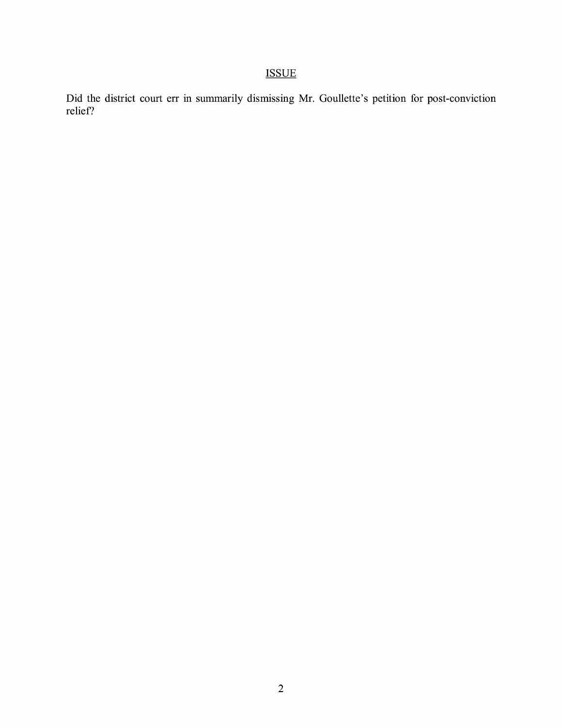## ISSUE

Did the district court err in summarily dismissing Mr. Goullette's petition for post-conviction relief?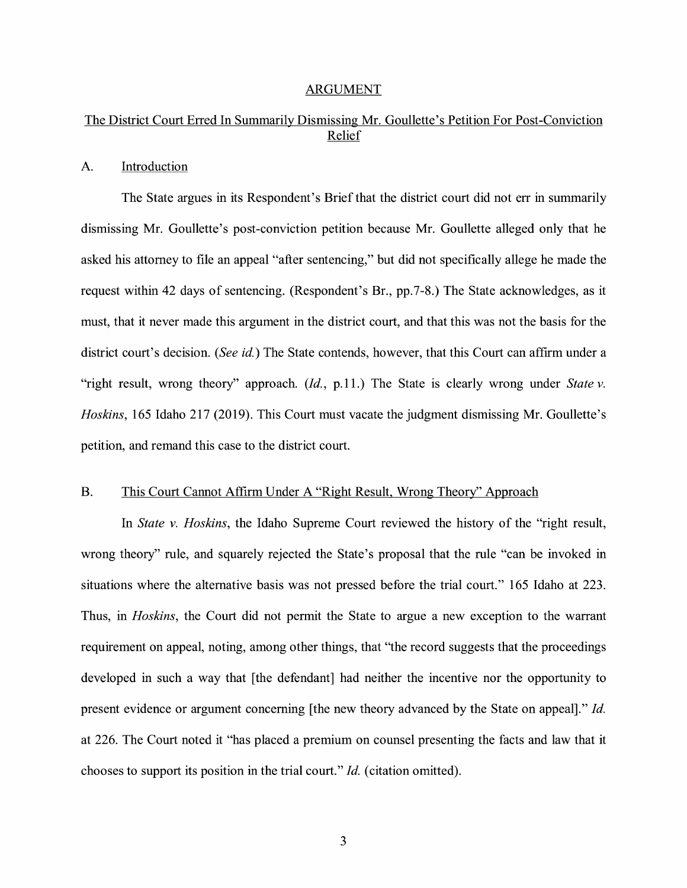## ARGUMENT

### The District Court Erred In Summarily Dismissing Mr. Goullette's Petition For Post-Conviction Relief

#### A. Introduction

The State argues in its Respondent's Brief that the district court did not err in summarily dismissing Mr. Goullette's post-conviction petition because Mr. Goullette alleged only that he asked his attorney to file an appeal "after sentencing," but did not specifically allege he made the request within 42 days of sentencing. (Respondent's Br., pp.7-8.) The State acknowledges, as it must, that it never made this argument in the district court, and that this was not the basis for the district court's decision. (*See id.*) The State contends, however, that this Court can affirm under a "right result, wrong theory" approach. (*Id.*, p.11.) The State is clearly wrong under *State v. Hoskins*, 165 Idaho 217 (2019). This Court must vacate the judgment dismissing Mr. Goullette's petition, and remand this case to the district court.

#### B. This Court Cannot Affirm Under A "Right Result, Wrong Theory" Approach

In *State v. Hoskins*, the Idaho Supreme Court reviewed the history of the "right result, wrong theory" rule, and squarely rejected the State's proposal that the rule "can be invoked in situations where the alternative basis was not pressed before the trial court." 165 Idaho at 223. Thus, in *Hoskins*, the Court did not permit the State to argue a new exception to the warrant requirement on appeal, noting, among other things, that "the record suggests that the proceedings developed in such a way that [the defendant] had neither the incentive nor the opportunity to present evidence or argument concerning [the new theory advanced by the State on appeal]." *Id.* at 226. The Court noted it "has placed a premium on counsel presenting the facts and law that it chooses to support its position in the trial court." *Id.* (citation omitted).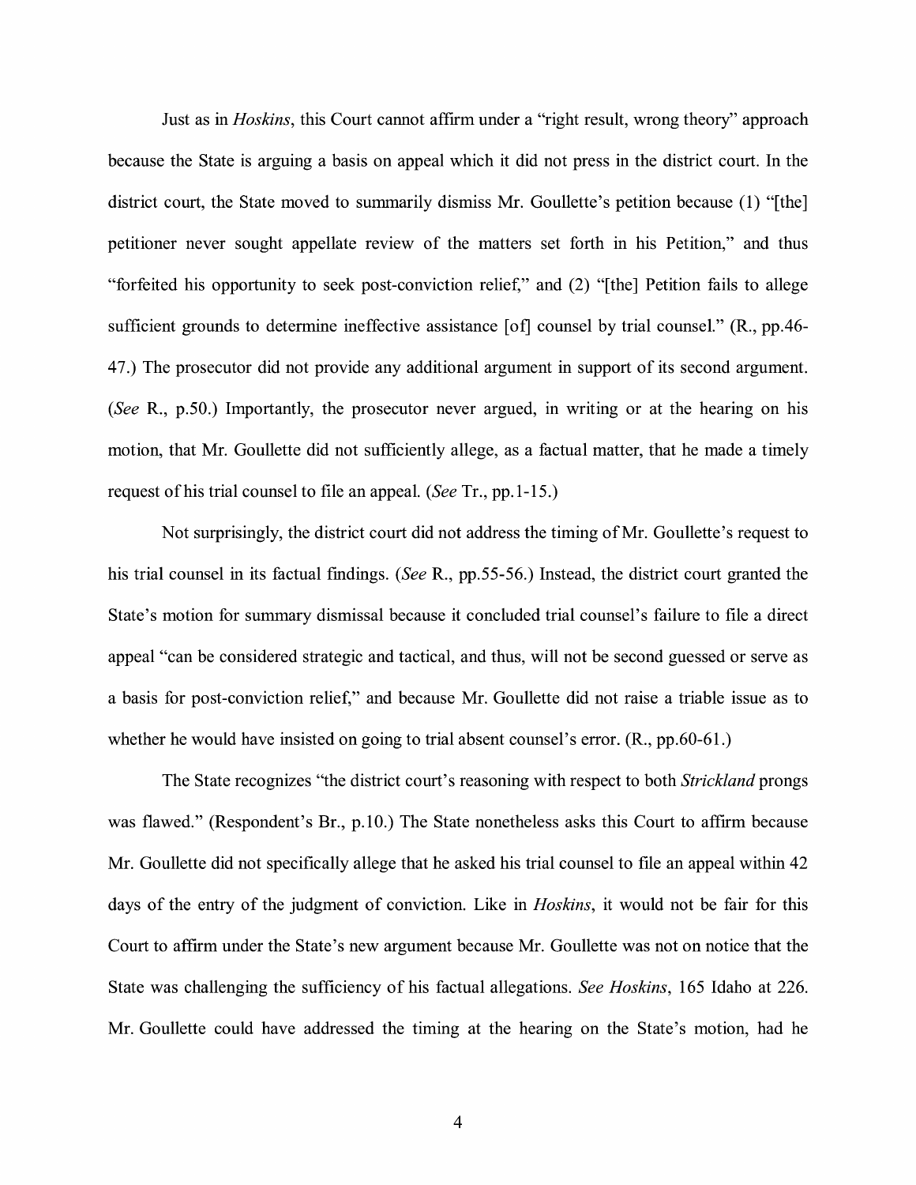Just as in *Hoskins*, this Court cannot affirm under a "right result, wrong theory" approach because the State is arguing a basis on appeal which it did not press in the district court. In the district court, the State moved to summarily dismiss Mr. Goullette's petition because (1) "[the] petitioner never sought appellate review of the matters set forth in his Petition," and thus "forfeited his opportunity to seek post-conviction relief," and (2) "[the] Petition fails to allege sufficient grounds to determine ineffective assistance [of] counsel by trial counsel." (R., pp.46-47.) The prosecutor did not provide any additional argument in support of its second argument. (*See* R., p.50.) Importantly, the prosecutor never argued, in writing or at the hearing on his motion, that Mr. Goullette did not sufficiently allege, as a factual matter, that he made a timely request of his trial counsel to file an appeal. (*See* Tr., pp.1-15.)

Not surprisingly, the district court did not address the timing of Mr. Goullette's request to his trial counsel in its factual findings. (*See* R., pp.55-56.) Instead, the district court granted the State's motion for summary dismissal because it concluded trial counsel's failure to file a direct appeal "can be considered strategic and tactical, and thus, will not be second guessed or serve as a basis for post-conviction relief," and because Mr. Goullette did not raise a triable issue as to whether he would have insisted on going to trial absent counsel's error. (R., pp.60-61.)

The State recognizes "the district court's reasoning with respect to both *Strickland* prongs was flawed." (Respondent's Br., p.10.) The State nonetheless asks this Court to affirm because Mr. Goullette did not specifically allege that he asked his trial counsel to file an appeal within 42 days of the entry of the judgment of conviction. Like in *Hoskins*, it would not be fair for this Court to affirm under the State's new argument because Mr. Goullette was not on notice that the State was challenging the sufficiency of his factual allegations. *See Hoskins*, 165 Idaho at 226. Mr. Goullette could have addressed the timing at the hearing on the State's motion, had he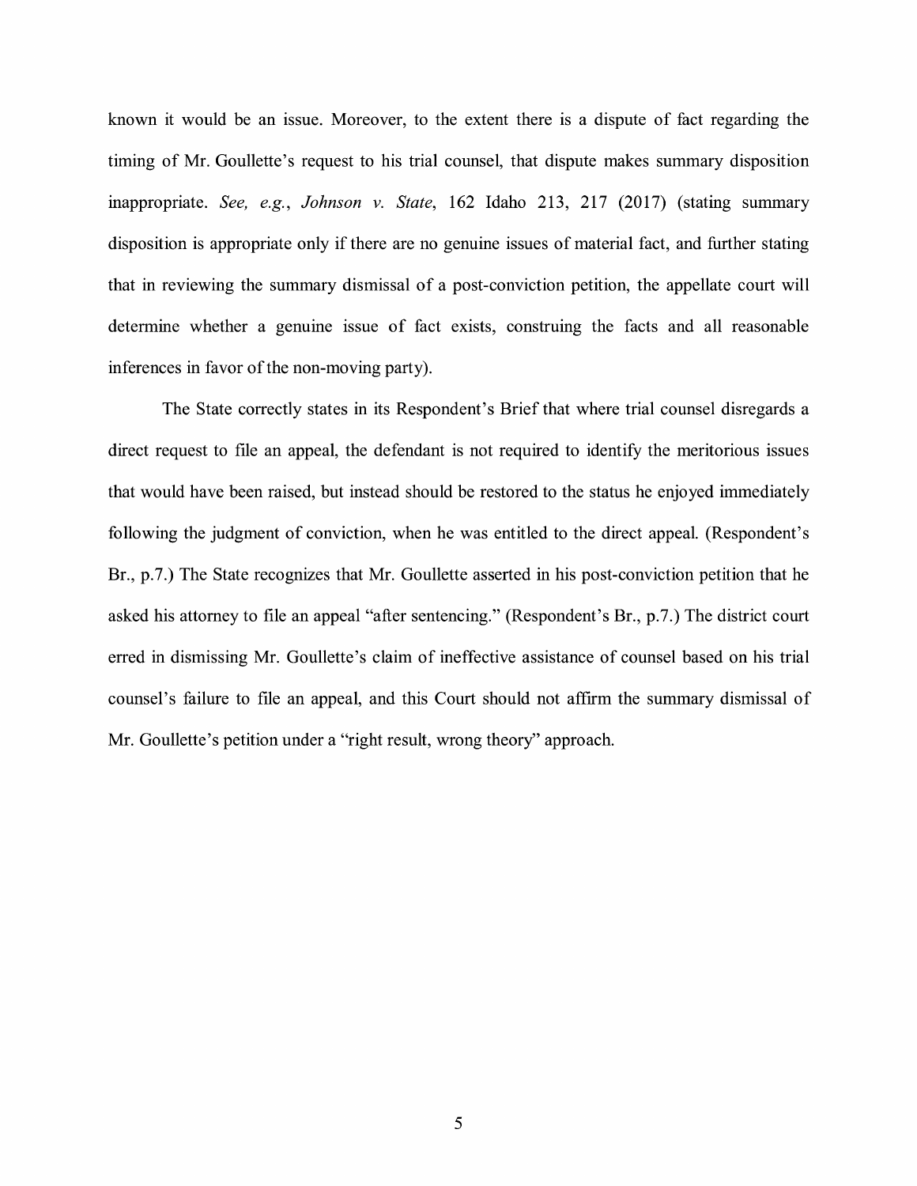known it would be an issue. Moreover, to the extent there is a dispute of fact regarding the timing of Mr. Goullette's request to his trial counsel, that dispute makes summary disposition inappropriate. *See, e.g.*, *Johnson v. State*, 162 Idaho 213, 217 (2017) (stating summary disposition is appropriate only if there are no genuine issues of material fact, and further stating that in reviewing the summary dismissal of a post-conviction petition, the appellate court will determine whether a genuine issue of fact exists, construing the facts and all reasonable inferences in favor of the non-moving party).

The State correctly states in its Respondent's Brief that where trial counsel disregards a direct request to file an appeal, the defendant is not required to identify the meritorious issues that would have been raised, but instead should be restored to the status he enjoyed immediately following the judgment of conviction, when he was entitled to the direct appeal. (Respondent's Br., p.7.) The State recognizes that Mr. Goullette asserted in his post-conviction petition that he asked his attorney to file an appeal "after sentencing." (Respondent's Br., p.7.) The district court erred in dismissing Mr. Goullette's claim of ineffective assistance of counsel based on his trial counsel's failure to file an appeal, and this Court should not affirm the summary dismissal of Mr. Goullette's petition under a "right result, wrong theory" approach.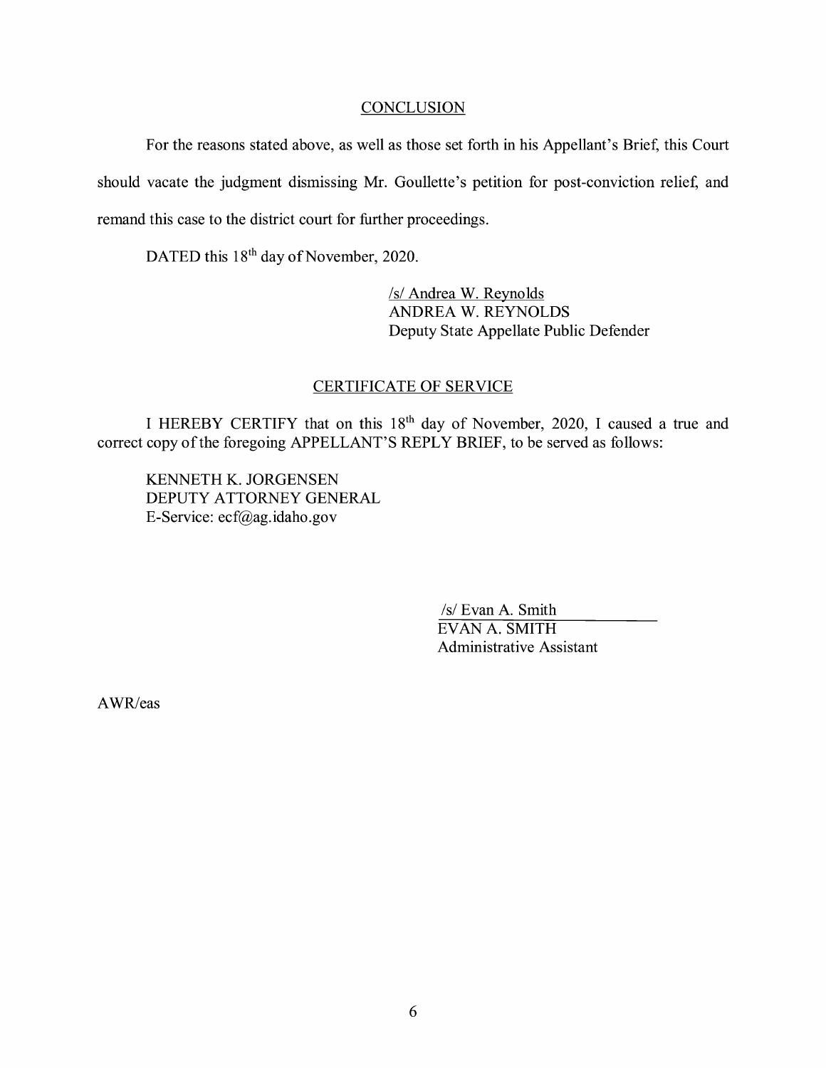## CONCLUSION

For the reasons stated above, as well as those set forth in his Appellant's Brief, this Court should vacate the judgment dismissing Mr. Goullette's petition for post-conviction relief, and remand this case to the district court for further proceedings.

DATED this 18th day of November, 2020.

/s/ Andrea W. Reynolds
ANDREA W. REYNOLDS
Deputy State Appellate Public Defender

## CERTIFICATE OF SERVICE

I HEREBY CERTIFY that on this 18th day of November, 2020, I caused a true and correct copy of the foregoing APPELLANT'S REPLY BRIEF, to be served as follows:

KENNETH K. JORGENSEN
DEPUTY ATTORNEY GENERAL
E-Service: ecf@ag.idaho.gov

/s/ Evan A. Smith
EVAN A. SMITH
Administrative Assistant

AWR/eas